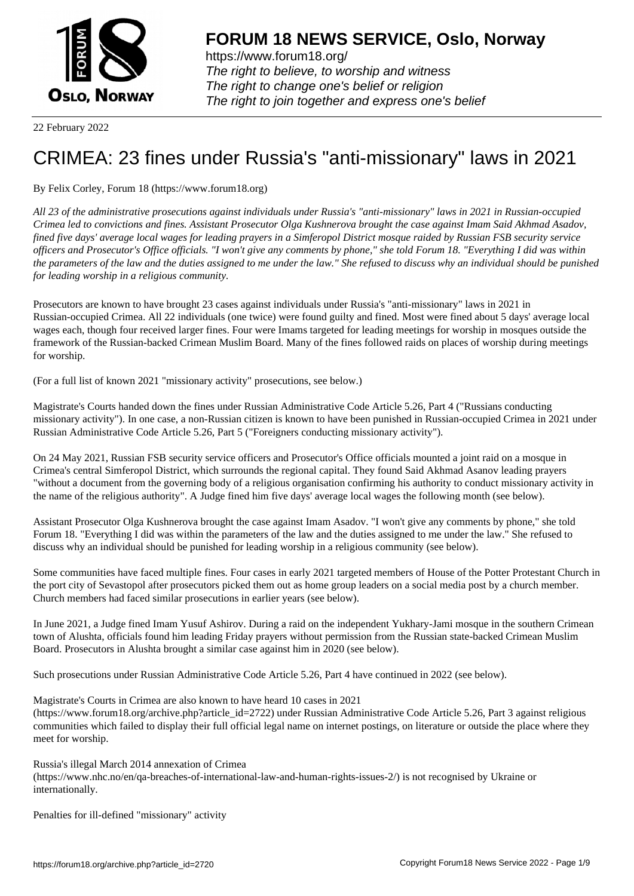# FORUM 18 NEWS SERVICE, Oslo, Norway

https://www.forum18.org/
*The right to believe, to worship and witness*
*The right to change one's belief or religion*
*The right to join together and express one's belief*

22 February 2022

# CRIMEA: 23 fines under Russia's "anti-missionary" laws in 2021

By Felix Corley, Forum 18 (https://www.forum18.org)

*All 23 of the administrative prosecutions against individuals under Russia's "anti-missionary" laws in 2021 in Russian-occupied Crimea led to convictions and fines. Assistant Prosecutor Olga Kushnerova brought the case against Imam Said Akhmad Asadov, fined five days' average local wages for leading prayers in a Simferopol District mosque raided by Russian FSB security service officers and Prosecutor's Office officials. "I won't give any comments by phone," she told Forum 18. "Everything I did was within the parameters of the law and the duties assigned to me under the law." She refused to discuss why an individual should be punished for leading worship in a religious community.*

Prosecutors are known to have brought 23 cases against individuals under Russia's "anti-missionary" laws in 2021 in Russian-occupied Crimea. All 22 individuals (one twice) were found guilty and fined. Most were fined about 5 days' average local wages each, though four received larger fines. Four were Imams targeted for leading meetings for worship in mosques outside the framework of the Russian-backed Crimean Muslim Board. Many of the fines followed raids on places of worship during meetings for worship.

(For a full list of known 2021 "missionary activity" prosecutions, see below.)

Magistrate's Courts handed down the fines under Russian Administrative Code Article 5.26, Part 4 ("Russians conducting missionary activity"). In one case, a non-Russian citizen is known to have been punished in Russian-occupied Crimea in 2021 under Russian Administrative Code Article 5.26, Part 5 ("Foreigners conducting missionary activity").

On 24 May 2021, Russian FSB security service officers and Prosecutor's Office officials mounted a joint raid on a mosque in Crimea's central Simferopol District, which surrounds the regional capital. They found Said Akhmad Asanov leading prayers "without a document from the governing body of a religious organisation confirming his authority to conduct missionary activity in the name of the religious authority". A Judge fined him five days' average local wages the following month (see below).

Assistant Prosecutor Olga Kushnerova brought the case against Imam Asadov. "I won't give any comments by phone," she told Forum 18. "Everything I did was within the parameters of the law and the duties assigned to me under the law." She refused to discuss why an individual should be punished for leading worship in a religious community (see below).

Some communities have faced multiple fines. Four cases in early 2021 targeted members of House of the Potter Protestant Church in the port city of Sevastopol after prosecutors picked them out as home group leaders on a social media post by a church member. Church members had faced similar prosecutions in earlier years (see below).

In June 2021, a Judge fined Imam Yusuf Ashirov. During a raid on the independent Yukhary-Jami mosque in the southern Crimean town of Alushta, officials found him leading Friday prayers without permission from the Russian state-backed Crimean Muslim Board. Prosecutors in Alushta brought a similar case against him in 2020 (see below).

Such prosecutions under Russian Administrative Code Article 5.26, Part 4 have continued in 2022 (see below).

Magistrate's Courts in Crimea are also known to have heard 10 cases in 2021 (https://www.forum18.org/archive.php?article_id=2722) under Russian Administrative Code Article 5.26, Part 3 against religious communities which failed to display their full official legal name on internet postings, on literature or outside the place where they meet for worship.

Russia's illegal March 2014 annexation of Crimea (https://www.nhc.no/en/qa-breaches-of-international-law-and-human-rights-issues-2/) is not recognised by Ukraine or internationally.

Penalties for ill-defined "missionary" activity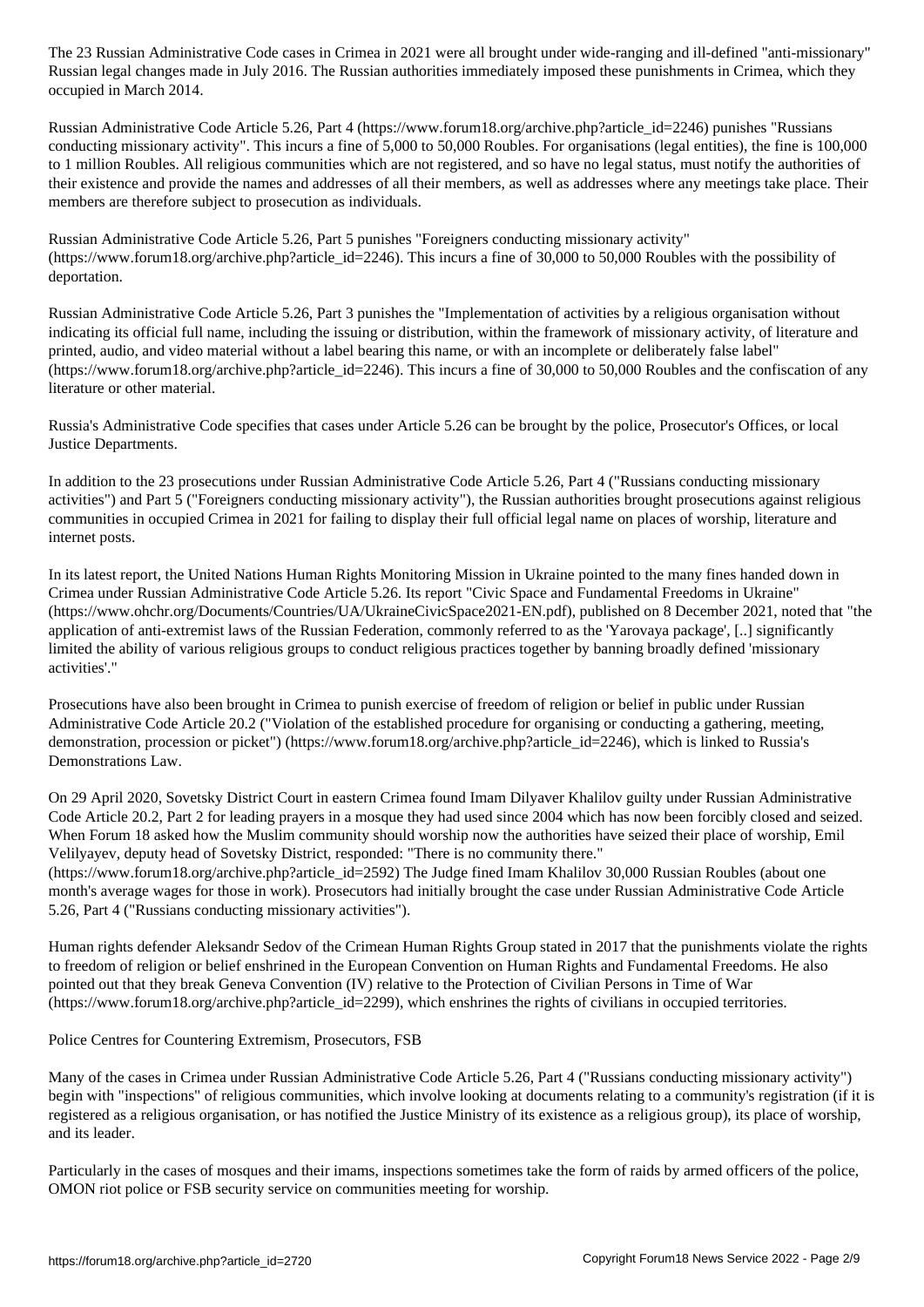The 23 Russian Administrative Code cases in Crimea in 2021 were all brought under wide-ranging and ill-defined "anti-missionary" Russian legal changes made in July 2016. The Russian authorities immediately imposed these punishments in Crimea, which they occupied in March 2014.

Russian Administrative Code Article 5.26, Part 4 (https://www.forum18.org/archive.php?article_id=2246) punishes "Russians conducting missionary activity". This incurs a fine of 5,000 to 50,000 Roubles. For organisations (legal entities), the fine is 100,000 to 1 million Roubles. All religious communities which are not registered, and so have no legal status, must notify the authorities of their existence and provide the names and addresses of all their members, as well as addresses where any meetings take place. Their members are therefore subject to prosecution as individuals.

Russian Administrative Code Article 5.26, Part 5 punishes "Foreigners conducting missionary activity" (https://www.forum18.org/archive.php?article_id=2246). This incurs a fine of 30,000 to 50,000 Roubles with the possibility of deportation.

Russian Administrative Code Article 5.26, Part 3 punishes the "Implementation of activities by a religious organisation without indicating its official full name, including the issuing or distribution, within the framework of missionary activity, of literature and printed, audio, and video material without a label bearing this name, or with an incomplete or deliberately false label" (https://www.forum18.org/archive.php?article_id=2246). This incurs a fine of 30,000 to 50,000 Roubles and the confiscation of any literature or other material.

Russia's Administrative Code specifies that cases under Article 5.26 can be brought by the police, Prosecutor's Offices, or local Justice Departments.

In addition to the 23 prosecutions under Russian Administrative Code Article 5.26, Part 4 ("Russians conducting missionary activities") and Part 5 ("Foreigners conducting missionary activity"), the Russian authorities brought prosecutions against religious communities in occupied Crimea in 2021 for failing to display their full official legal name on places of worship, literature and internet posts.

In its latest report, the United Nations Human Rights Monitoring Mission in Ukraine pointed to the many fines handed down in Crimea under Russian Administrative Code Article 5.26. Its report "Civic Space and Fundamental Freedoms in Ukraine" (https://www.ohchr.org/Documents/Countries/UA/UkraineCivicSpace2021-EN.pdf), published on 8 December 2021, noted that "the application of anti-extremist laws of the Russian Federation, commonly referred to as the 'Yarovaya package', [..] significantly limited the ability of various religious groups to conduct religious practices together by banning broadly defined 'missionary activities'."

Prosecutions have also been brought in Crimea to punish exercise of freedom of religion or belief in public under Russian Administrative Code Article 20.2 ("Violation of the established procedure for organising or conducting a gathering, meeting, demonstration, procession or picket") (https://www.forum18.org/archive.php?article_id=2246), which is linked to Russia's Demonstrations Law.

On 29 April 2020, Sovetsky District Court in eastern Crimea found Imam Dilyaver Khalilov guilty under Russian Administrative Code Article 20.2, Part 2 for leading prayers in a mosque they had used since 2004 which has now been forcibly closed and seized. When Forum 18 asked how the Muslim community should worship now the authorities have seized their place of worship, Emil Velilyayev, deputy head of Sovetsky District, responded: "There is no community there." (https://www.forum18.org/archive.php?article_id=2592) The Judge fined Imam Khalilov 30,000 Russian Roubles (about one month's average wages for those in work). Prosecutors had initially brought the case under Russian Administrative Code Article 5.26, Part 4 ("Russians conducting missionary activities").

Human rights defender Aleksandr Sedov of the Crimean Human Rights Group stated in 2017 that the punishments violate the rights to freedom of religion or belief enshrined in the European Convention on Human Rights and Fundamental Freedoms. He also pointed out that they break Geneva Convention (IV) relative to the Protection of Civilian Persons in Time of War (https://www.forum18.org/archive.php?article_id=2299), which enshrines the rights of civilians in occupied territories.

## Police Centres for Countering Extremism, Prosecutors, FSB

Many of the cases in Crimea under Russian Administrative Code Article 5.26, Part 4 ("Russians conducting missionary activity") begin with "inspections" of religious communities, which involve looking at documents relating to a community's registration (if it is registered as a religious organisation, or has notified the Justice Ministry of its existence as a religious group), its place of worship, and its leader.

Particularly in the cases of mosques and their imams, inspections sometimes take the form of raids by armed officers of the police, OMON riot police or FSB security service on communities meeting for worship.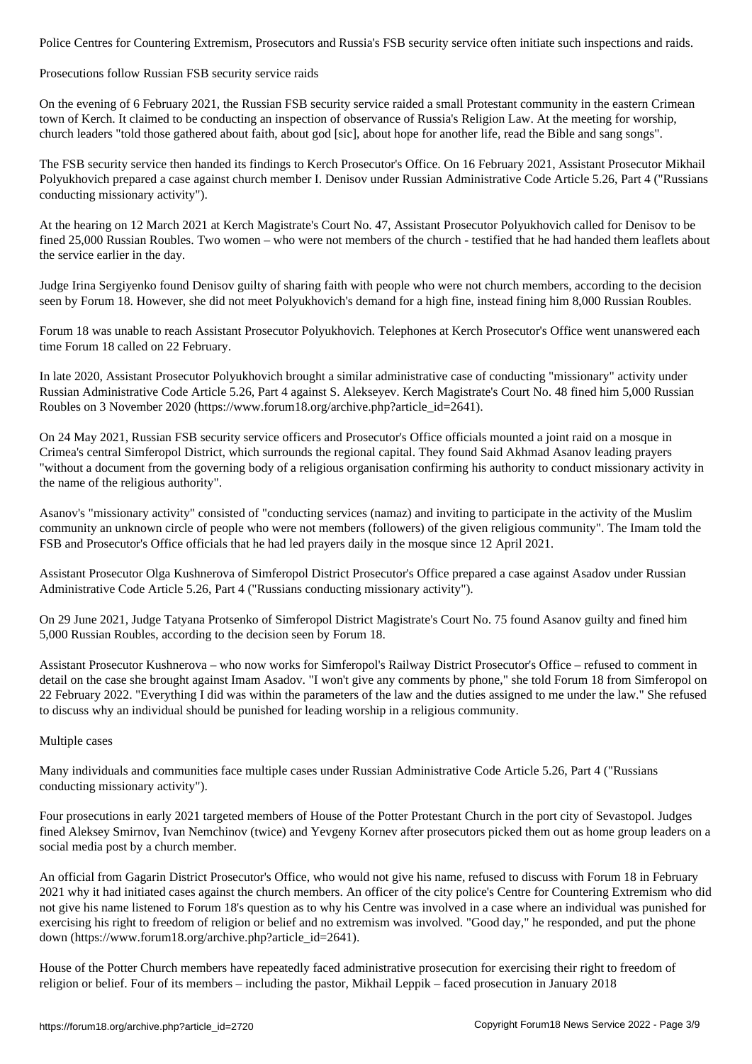Police Centres for Countering Extremism, Prosecutors and Russia's FSB security service often initiate such inspections and raids.

## Prosecutions follow Russian FSB security service raids

On the evening of 6 February 2021, the Russian FSB security service raided a small Protestant community in the eastern Crimean town of Kerch. It claimed to be conducting an inspection of observance of Russia's Religion Law. At the meeting for worship, church leaders "told those gathered about faith, about god [sic], about hope for another life, read the Bible and sang songs".

The FSB security service then handed its findings to Kerch Prosecutor's Office. On 16 February 2021, Assistant Prosecutor Mikhail Polyukhovich prepared a case against church member I. Denisov under Russian Administrative Code Article 5.26, Part 4 ("Russians conducting missionary activity").

At the hearing on 12 March 2021 at Kerch Magistrate's Court No. 47, Assistant Prosecutor Polyukhovich called for Denisov to be fined 25,000 Russian Roubles. Two women – who were not members of the church - testified that he had handed them leaflets about the service earlier in the day.

Judge Irina Sergiyenko found Denisov guilty of sharing faith with people who were not church members, according to the decision seen by Forum 18. However, she did not meet Polyukhovich's demand for a high fine, instead fining him 8,000 Russian Roubles.

Forum 18 was unable to reach Assistant Prosecutor Polyukhovich. Telephones at Kerch Prosecutor's Office went unanswered each time Forum 18 called on 22 February.

In late 2020, Assistant Prosecutor Polyukhovich brought a similar administrative case of conducting "missionary" activity under Russian Administrative Code Article 5.26, Part 4 against S. Alekseyev. Kerch Magistrate's Court No. 48 fined him 5,000 Russian Roubles on 3 November 2020 (https://www.forum18.org/archive.php?article_id=2641).

On 24 May 2021, Russian FSB security service officers and Prosecutor's Office officials mounted a joint raid on a mosque in Crimea's central Simferopol District, which surrounds the regional capital. They found Said Akhmad Asanov leading prayers "without a document from the governing body of a religious organisation confirming his authority to conduct missionary activity in the name of the religious authority".

Asanov's "missionary activity" consisted of "conducting services (namaz) and inviting to participate in the activity of the Muslim community an unknown circle of people who were not members (followers) of the given religious community". The Imam told the FSB and Prosecutor's Office officials that he had led prayers daily in the mosque since 12 April 2021.

Assistant Prosecutor Olga Kushnerova of Simferopol District Prosecutor's Office prepared a case against Asadov under Russian Administrative Code Article 5.26, Part 4 ("Russians conducting missionary activity").

On 29 June 2021, Judge Tatyana Protsenko of Simferopol District Magistrate's Court No. 75 found Asanov guilty and fined him 5,000 Russian Roubles, according to the decision seen by Forum 18.

Assistant Prosecutor Kushnerova – who now works for Simferopol's Railway District Prosecutor's Office – refused to comment in detail on the case she brought against Imam Asadov. "I won't give any comments by phone," she told Forum 18 from Simferopol on 22 February 2022. "Everything I did was within the parameters of the law and the duties assigned to me under the law." She refused to discuss why an individual should be punished for leading worship in a religious community.

## Multiple cases

Many individuals and communities face multiple cases under Russian Administrative Code Article 5.26, Part 4 ("Russians conducting missionary activity").

Four prosecutions in early 2021 targeted members of House of the Potter Protestant Church in the port city of Sevastopol. Judges fined Aleksey Smirnov, Ivan Nemchinov (twice) and Yevgeny Kornev after prosecutors picked them out as home group leaders on a social media post by a church member.

An official from Gagarin District Prosecutor's Office, who would not give his name, refused to discuss with Forum 18 in February 2021 why it had initiated cases against the church members. An officer of the city police's Centre for Countering Extremism who did not give his name listened to Forum 18's question as to why his Centre was involved in a case where an individual was punished for exercising his right to freedom of religion or belief and no extremism was involved. "Good day," he responded, and put the phone down (https://www.forum18.org/archive.php?article_id=2641).

House of the Potter Church members have repeatedly faced administrative prosecution for exercising their right to freedom of religion or belief. Four of its members – including the pastor, Mikhail Leppik – faced prosecution in January 2018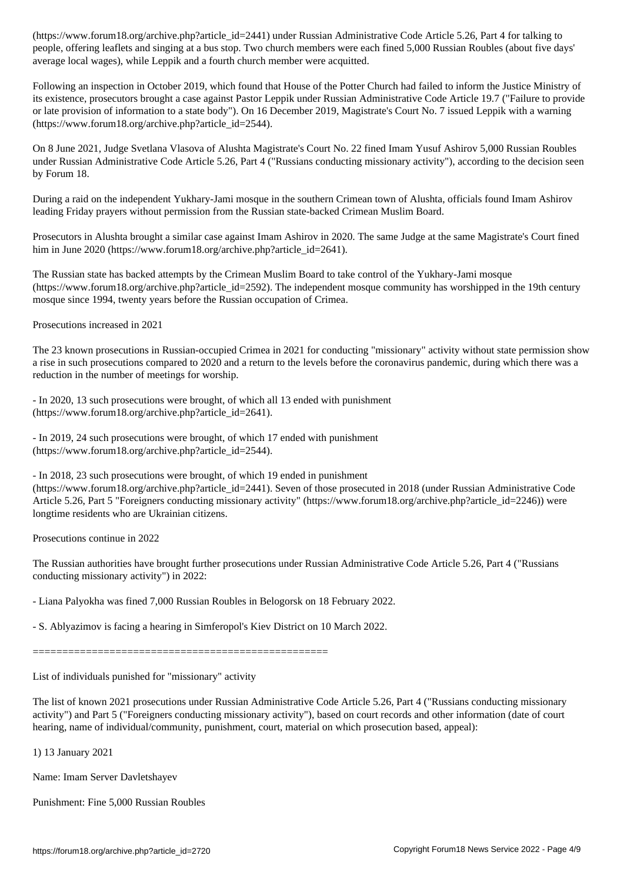(https://www.forum18.org/archive.php?article_id=2441) under Russian Administrative Code Article 5.26, Part 4 for talking to people, offering leaflets and singing at a bus stop. Two church members were each fined 5,000 Russian Roubles (about five days' average local wages), while Leppik and a fourth church member were acquitted.

Following an inspection in October 2019, which found that House of the Potter Church had failed to inform the Justice Ministry of its existence, prosecutors brought a case against Pastor Leppik under Russian Administrative Code Article 19.7 ("Failure to provide or late provision of information to a state body"). On 16 December 2019, Magistrate's Court No. 7 issued Leppik with a warning (https://www.forum18.org/archive.php?article_id=2544).

On 8 June 2021, Judge Svetlana Vlasova of Alushta Magistrate's Court No. 22 fined Imam Yusuf Ashirov 5,000 Russian Roubles under Russian Administrative Code Article 5.26, Part 4 ("Russians conducting missionary activity"), according to the decision seen by Forum 18.

During a raid on the independent Yukhary-Jami mosque in the southern Crimean town of Alushta, officials found Imam Ashirov leading Friday prayers without permission from the Russian state-backed Crimean Muslim Board.

Prosecutors in Alushta brought a similar case against Imam Ashirov in 2020. The same Judge at the same Magistrate's Court fined him in June 2020 (https://www.forum18.org/archive.php?article_id=2641).

The Russian state has backed attempts by the Crimean Muslim Board to take control of the Yukhary-Jami mosque (https://www.forum18.org/archive.php?article_id=2592). The independent mosque community has worshipped in the 19th century mosque since 1994, twenty years before the Russian occupation of Crimea.

Prosecutions increased in 2021

The 23 known prosecutions in Russian-occupied Crimea in 2021 for conducting "missionary" activity without state permission show a rise in such prosecutions compared to 2020 and a return to the levels before the coronavirus pandemic, during which there was a reduction in the number of meetings for worship.

- In 2020, 13 such prosecutions were brought, of which all 13 ended with punishment (https://www.forum18.org/archive.php?article_id=2641).

- In 2019, 24 such prosecutions were brought, of which 17 ended with punishment (https://www.forum18.org/archive.php?article_id=2544).

- In 2018, 23 such prosecutions were brought, of which 19 ended in punishment (https://www.forum18.org/archive.php?article_id=2441). Seven of those prosecuted in 2018 (under Russian Administrative Code Article 5.26, Part 5 "Foreigners conducting missionary activity" (https://www.forum18.org/archive.php?article_id=2246)) were longtime residents who are Ukrainian citizens.

Prosecutions continue in 2022

The Russian authorities have brought further prosecutions under Russian Administrative Code Article 5.26, Part 4 ("Russians conducting missionary activity") in 2022:

- Liana Palyokha was fined 7,000 Russian Roubles in Belogorsk on 18 February 2022.

- S. Ablyazimov is facing a hearing in Simferopol's Kiev District on 10 March 2022.

==================================================

List of individuals punished for "missionary" activity

The list of known 2021 prosecutions under Russian Administrative Code Article 5.26, Part 4 ("Russians conducting missionary activity") and Part 5 ("Foreigners conducting missionary activity"), based on court records and other information (date of court hearing, name of individual/community, punishment, court, material on which prosecution based, appeal):

1) 13 January 2021

Name: Imam Server Davletshayev

Punishment: Fine 5,000 Russian Roubles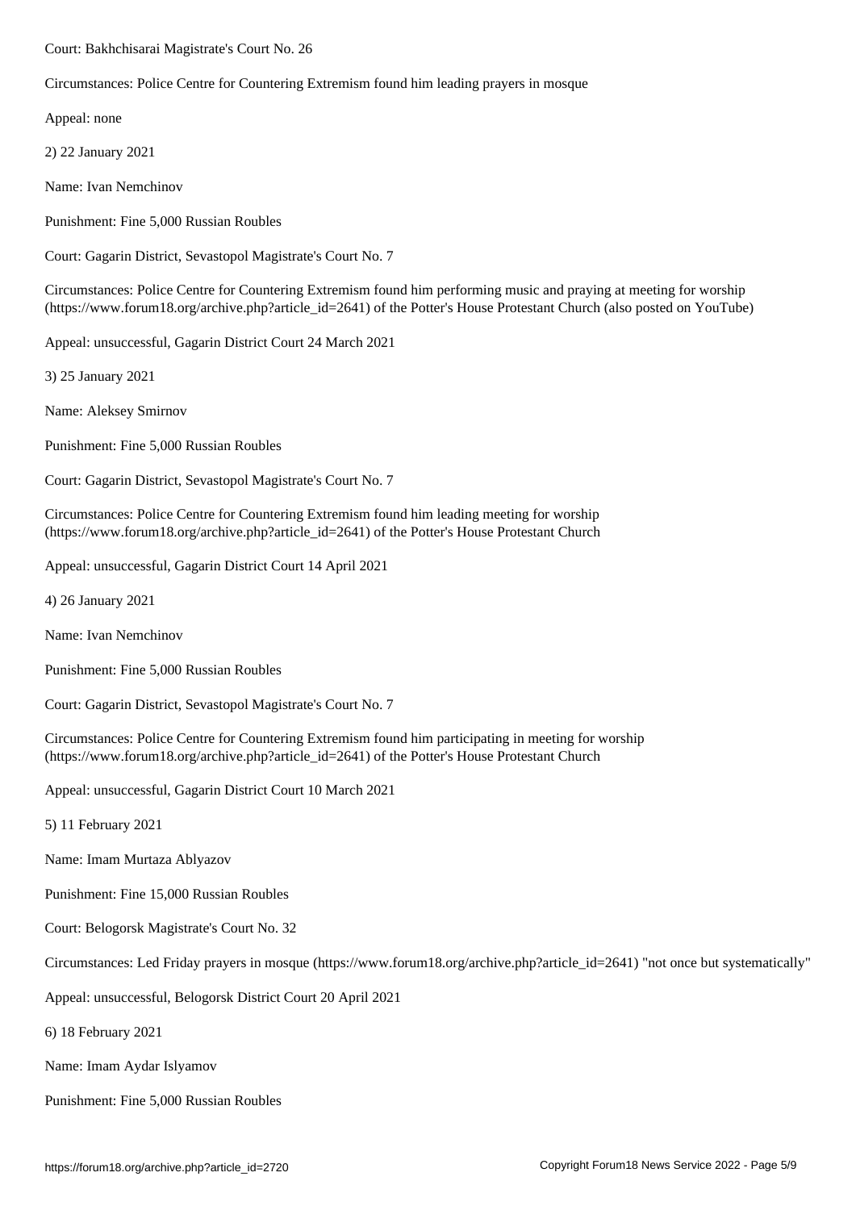Court: Bakhchisarai Magistrate's Court No. 26

Circumstances: Police Centre for Countering Extremism found him leading prayers in mosque

Appeal: none

2) 22 January 2021

Name: Ivan Nemchinov

Punishment: Fine 5,000 Russian Roubles

Court: Gagarin District, Sevastopol Magistrate's Court No. 7

Circumstances: Police Centre for Countering Extremism found him performing music and praying at meeting for worship (https://www.forum18.org/archive.php?article_id=2641) of the Potter's House Protestant Church (also posted on YouTube)

Appeal: unsuccessful, Gagarin District Court 24 March 2021

3) 25 January 2021

Name: Aleksey Smirnov

Punishment: Fine 5,000 Russian Roubles

Court: Gagarin District, Sevastopol Magistrate's Court No. 7

Circumstances: Police Centre for Countering Extremism found him leading meeting for worship (https://www.forum18.org/archive.php?article_id=2641) of the Potter's House Protestant Church

Appeal: unsuccessful, Gagarin District Court 14 April 2021

4) 26 January 2021

Name: Ivan Nemchinov

Punishment: Fine 5,000 Russian Roubles

Court: Gagarin District, Sevastopol Magistrate's Court No. 7

Circumstances: Police Centre for Countering Extremism found him participating in meeting for worship (https://www.forum18.org/archive.php?article_id=2641) of the Potter's House Protestant Church

Appeal: unsuccessful, Gagarin District Court 10 March 2021

5) 11 February 2021

Name: Imam Murtaza Ablyazov

Punishment: Fine 15,000 Russian Roubles

Court: Belogorsk Magistrate's Court No. 32

Circumstances: Led Friday prayers in mosque (https://www.forum18.org/archive.php?article_id=2641) "not once but systematically"

Appeal: unsuccessful, Belogorsk District Court 20 April 2021

6) 18 February 2021

Name: Imam Aydar Islyamov

Punishment: Fine 5,000 Russian Roubles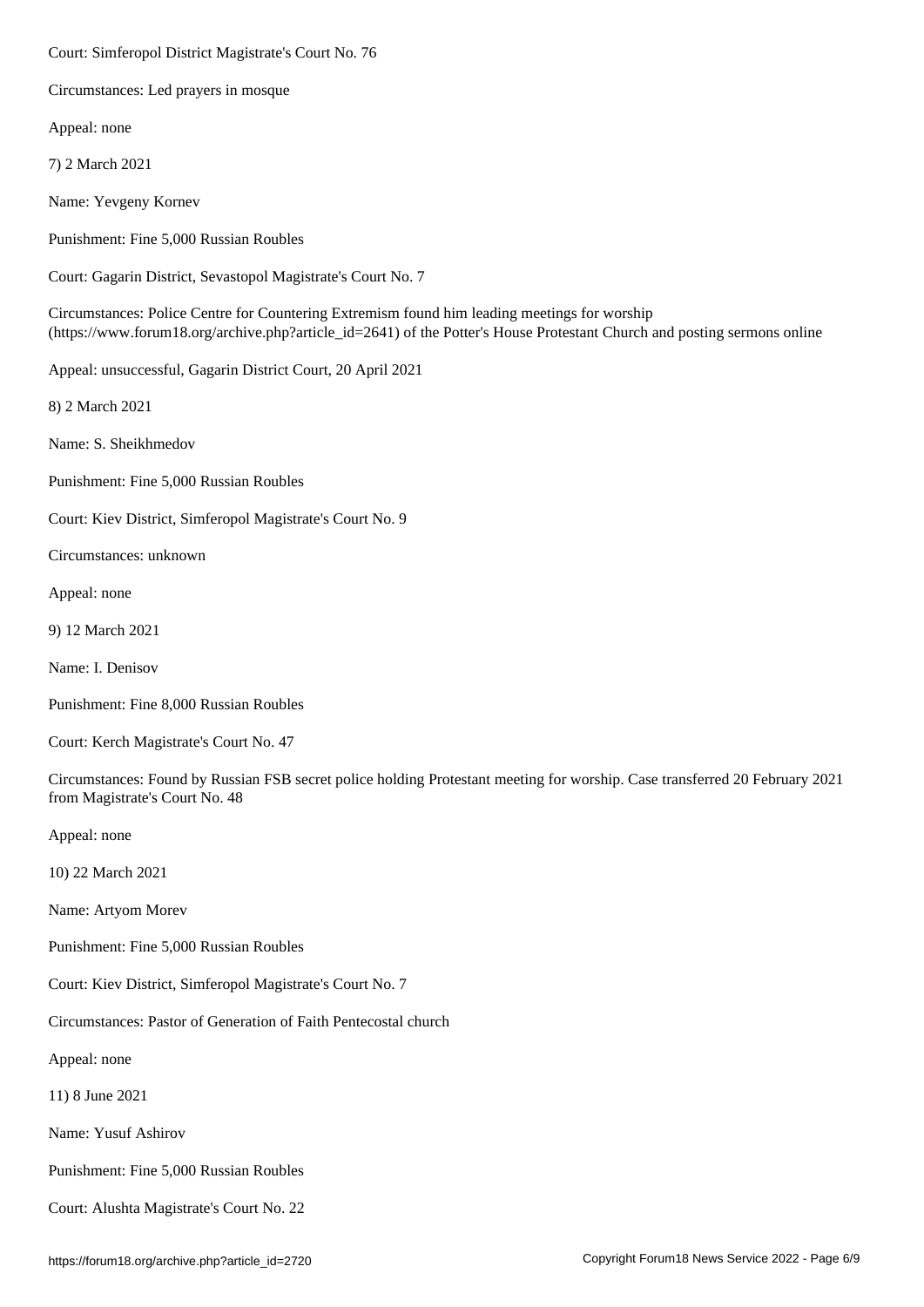Court: Simferopol District Magistrate's Court No. 76

Circumstances: Led prayers in mosque

Appeal: none

7) 2 March 2021

Name: Yevgeny Kornev

Punishment: Fine 5,000 Russian Roubles

Court: Gagarin District, Sevastopol Magistrate's Court No. 7

Circumstances: Police Centre for Countering Extremism found him leading meetings for worship (https://www.forum18.org/archive.php?article_id=2641) of the Potter's House Protestant Church and posting sermons online

Appeal: unsuccessful, Gagarin District Court, 20 April 2021

8) 2 March 2021

Name: S. Sheikhmedov

Punishment: Fine 5,000 Russian Roubles

Court: Kiev District, Simferopol Magistrate's Court No. 9

Circumstances: unknown

Appeal: none

9) 12 March 2021

Name: I. Denisov

Punishment: Fine 8,000 Russian Roubles

Court: Kerch Magistrate's Court No. 47

Circumstances: Found by Russian FSB secret police holding Protestant meeting for worship. Case transferred 20 February 2021 from Magistrate's Court No. 48

Appeal: none

10) 22 March 2021

Name: Artyom Morev

Punishment: Fine 5,000 Russian Roubles

Court: Kiev District, Simferopol Magistrate's Court No. 7

Circumstances: Pastor of Generation of Faith Pentecostal church

Appeal: none

11) 8 June 2021

Name: Yusuf Ashirov

Punishment: Fine 5,000 Russian Roubles

Court: Alushta Magistrate's Court No. 22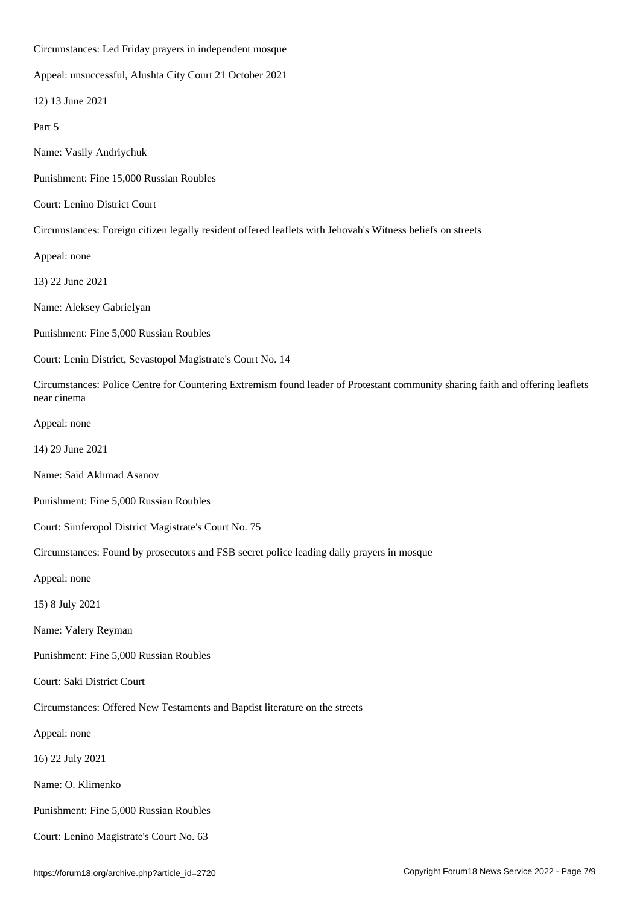Circumstances: Led Friday prayers in independent mosque

Appeal: unsuccessful, Alushta City Court 21 October 2021

12) 13 June 2021

Part 5

Name: Vasily Andriychuk

Punishment: Fine 15,000 Russian Roubles

Court: Lenino District Court

Circumstances: Foreign citizen legally resident offered leaflets with Jehovah's Witness beliefs on streets

Appeal: none

13) 22 June 2021

Name: Aleksey Gabrielyan

Punishment: Fine 5,000 Russian Roubles

Court: Lenin District, Sevastopol Magistrate's Court No. 14

Circumstances: Police Centre for Countering Extremism found leader of Protestant community sharing faith and offering leaflets near cinema

Appeal: none

14) 29 June 2021

Name: Said Akhmad Asanov

Punishment: Fine 5,000 Russian Roubles

Court: Simferopol District Magistrate's Court No. 75

Circumstances: Found by prosecutors and FSB secret police leading daily prayers in mosque

Appeal: none

15) 8 July 2021

Name: Valery Reyman

Punishment: Fine 5,000 Russian Roubles

Court: Saki District Court

Circumstances: Offered New Testaments and Baptist literature on the streets

Appeal: none

16) 22 July 2021

Name: O. Klimenko

Punishment: Fine 5,000 Russian Roubles

Court: Lenino Magistrate's Court No. 63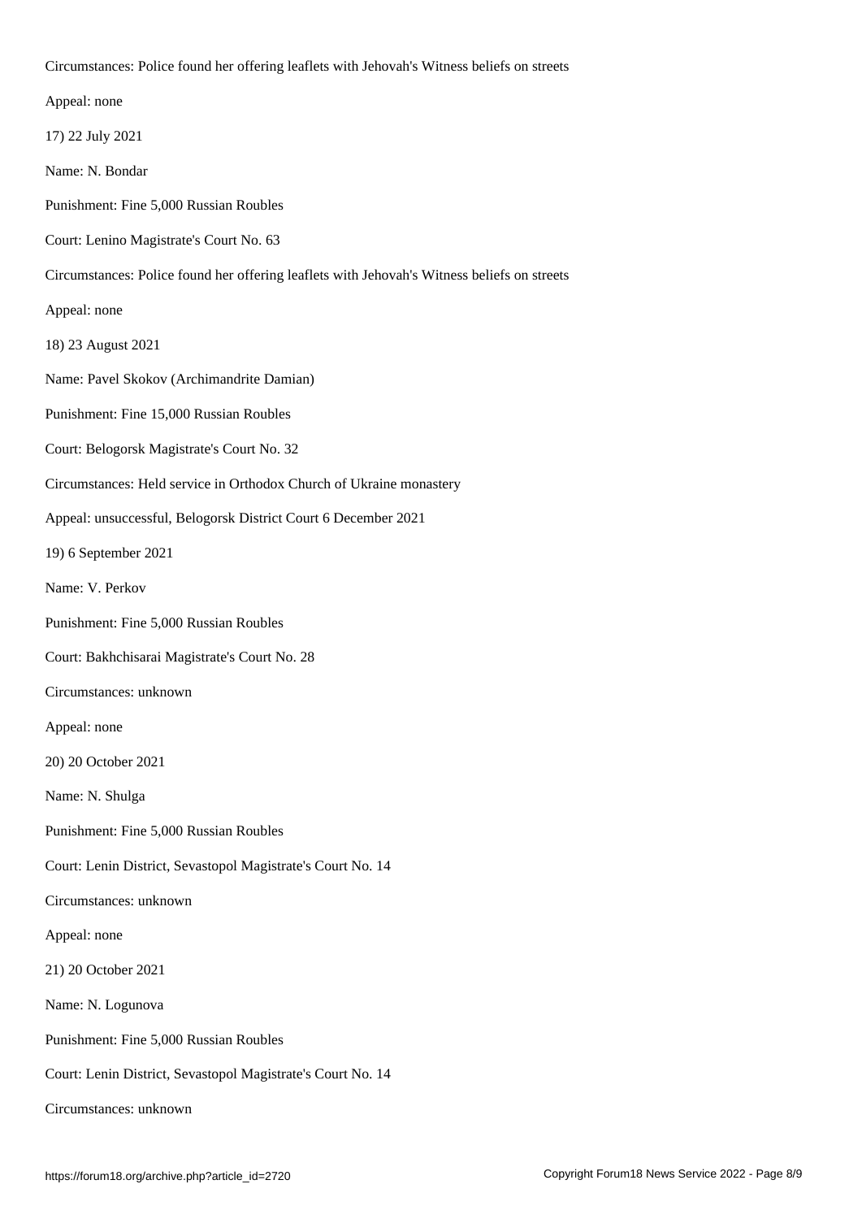Circumstances: Police found her offering leaflets with Jehovah's Witness beliefs on streets

Appeal: none

17) 22 July 2021

Name: N. Bondar

Punishment: Fine 5,000 Russian Roubles

Court: Lenino Magistrate's Court No. 63

Circumstances: Police found her offering leaflets with Jehovah's Witness beliefs on streets

Appeal: none

18) 23 August 2021

Name: Pavel Skokov (Archimandrite Damian)

Punishment: Fine 15,000 Russian Roubles

Court: Belogorsk Magistrate's Court No. 32

Circumstances: Held service in Orthodox Church of Ukraine monastery

Appeal: unsuccessful, Belogorsk District Court 6 December 2021

19) 6 September 2021

Name: V. Perkov

Punishment: Fine 5,000 Russian Roubles

Court: Bakhchisarai Magistrate's Court No. 28

Circumstances: unknown

Appeal: none

20) 20 October 2021

Name: N. Shulga

Punishment: Fine 5,000 Russian Roubles

Court: Lenin District, Sevastopol Magistrate's Court No. 14

Circumstances: unknown

Appeal: none

21) 20 October 2021

Name: N. Logunova

Punishment: Fine 5,000 Russian Roubles

Court: Lenin District, Sevastopol Magistrate's Court No. 14

Circumstances: unknown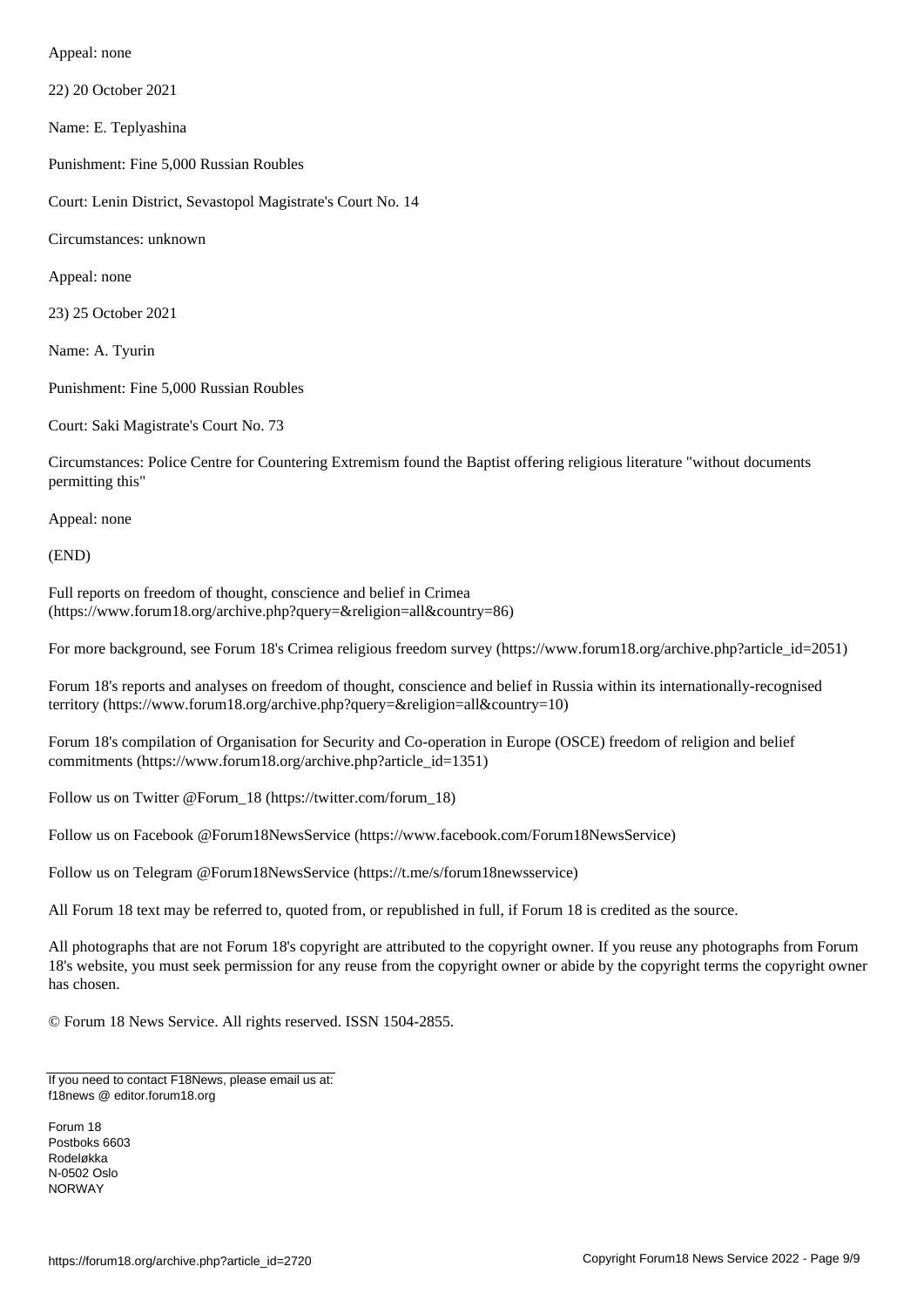Appeal: none

22) 20 October 2021

Name: E. Teplyashina

Punishment: Fine 5,000 Russian Roubles

Court: Lenin District, Sevastopol Magistrate's Court No. 14

Circumstances: unknown

Appeal: none

23) 25 October 2021

Name: A. Tyurin

Punishment: Fine 5,000 Russian Roubles

Court: Saki Magistrate's Court No. 73

Circumstances: Police Centre for Countering Extremism found the Baptist offering religious literature "without documents permitting this"

Appeal: none

(END)

Full reports on freedom of thought, conscience and belief in Crimea (https://www.forum18.org/archive.php?query=&religion=all&country=86)

For more background, see Forum 18's Crimea religious freedom survey (https://www.forum18.org/archive.php?article_id=2051)

Forum 18's reports and analyses on freedom of thought, conscience and belief in Russia within its internationally-recognised territory (https://www.forum18.org/archive.php?query=&religion=all&country=10)

Forum 18's compilation of Organisation for Security and Co-operation in Europe (OSCE) freedom of religion and belief commitments (https://www.forum18.org/archive.php?article_id=1351)

Follow us on Twitter @Forum_18 (https://twitter.com/forum_18)

Follow us on Facebook @Forum18NewsService (https://www.facebook.com/Forum18NewsService)

Follow us on Telegram @Forum18NewsService (https://t.me/s/forum18newsservice)

All Forum 18 text may be referred to, quoted from, or republished in full, if Forum 18 is credited as the source.

All photographs that are not Forum 18's copyright are attributed to the copyright owner. If you reuse any photographs from Forum 18's website, you must seek permission for any reuse from the copyright owner or abide by the copyright terms the copyright owner has chosen.

© Forum 18 News Service. All rights reserved. ISSN 1504-2855.

If you need to contact F18News, please email us at:
f18news @ editor.forum18.org

Forum 18
Postboks 6603
Rodeløkka
N-0502 Oslo
NORWAY